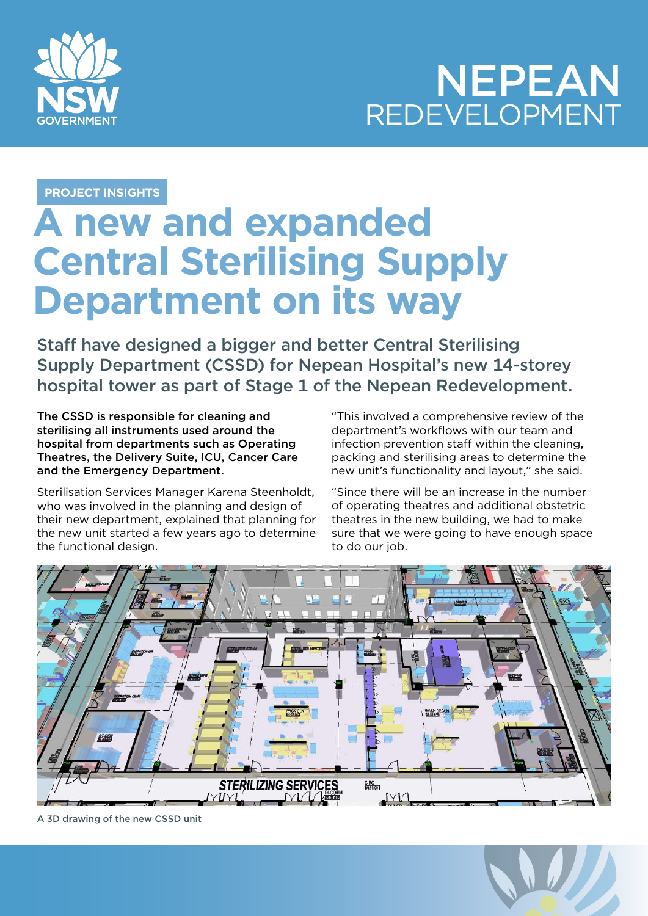NSW GOVERNMENT

# NEPEAN REDEVELOPMENT

PROJECT INSIGHTS

# A new and expanded Central Sterilising Supply Department on its way

## Staff have designed a bigger and better Central Sterilising Supply Department (CSSD) for Nepean Hospital's new 14-storey hospital tower as part of Stage 1 of the Nepean Redevelopment.

**The CSSD is responsible for cleaning and sterilising all instruments used around the hospital from departments such as Operating Theatres, the Delivery Suite, ICU, Cancer Care and the Emergency Department.**

Sterilisation Services Manager Karena Steenholdt, who was involved in the planning and design of their new department, explained that planning for the new unit started a few years ago to determine the functional design.

"This involved a comprehensive review of the department's workflows with our team and infection prevention staff within the cleaning, packing and sterilising areas to determine the new unit's functionality and layout," she said.

"Since there will be an increase in the number of operating theatres and additional obstetric theatres in the new building, we had to make sure that we were going to have enough space to do our job.

A 3D drawing of the new CSSD unit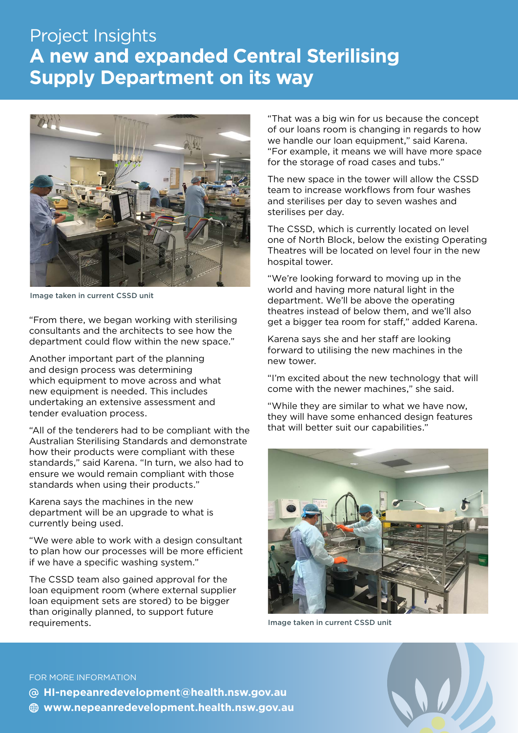Project Insights

# A new and expanded Central Sterilising Supply Department on its way

Image taken in current CSSD unit

"From there, we began working with sterilising consultants and the architects to see how the department could flow within the new space."

Another important part of the planning and design process was determining which equipment to move across and what new equipment is needed. This includes undertaking an extensive assessment and tender evaluation process.

"All of the tenderers had to be compliant with the Australian Sterilising Standards and demonstrate how their products were compliant with these standards," said Karena. "In turn, we also had to ensure we would remain compliant with those standards when using their products."

Karena says the machines in the new department will be an upgrade to what is currently being used.

"We were able to work with a design consultant to plan how our processes will be more efficient if we have a specific washing system."

The CSSD team also gained approval for the loan equipment room (where external supplier loan equipment sets are stored) to be bigger than originally planned, to support future requirements.

"That was a big win for us because the concept of our loans room is changing in regards to how we handle our loan equipment," said Karena. "For example, it means we will have more space for the storage of road cases and tubs."

The new space in the tower will allow the CSSD team to increase workflows from four washes and sterilises per day to seven washes and sterilises per day.

The CSSD, which is currently located on level one of North Block, below the existing Operating Theatres will be located on level four in the new hospital tower.

"We're looking forward to moving up in the world and having more natural light in the department. We'll be above the operating theatres instead of below them, and we'll also get a bigger tea room for staff," added Karena.

Karena says she and her staff are looking forward to utilising the new machines in the new tower.

"I'm excited about the new technology that will come with the newer machines," she said.

"While they are similar to what we have now, they will have some enhanced design features that will better suit our capabilities."

Image taken in current CSSD unit

FOR MORE INFORMATION

@ **HI-nepeanredevelopment@health.nsw.gov.au**

**www.nepeanredevelopment.health.nsw.gov.au**